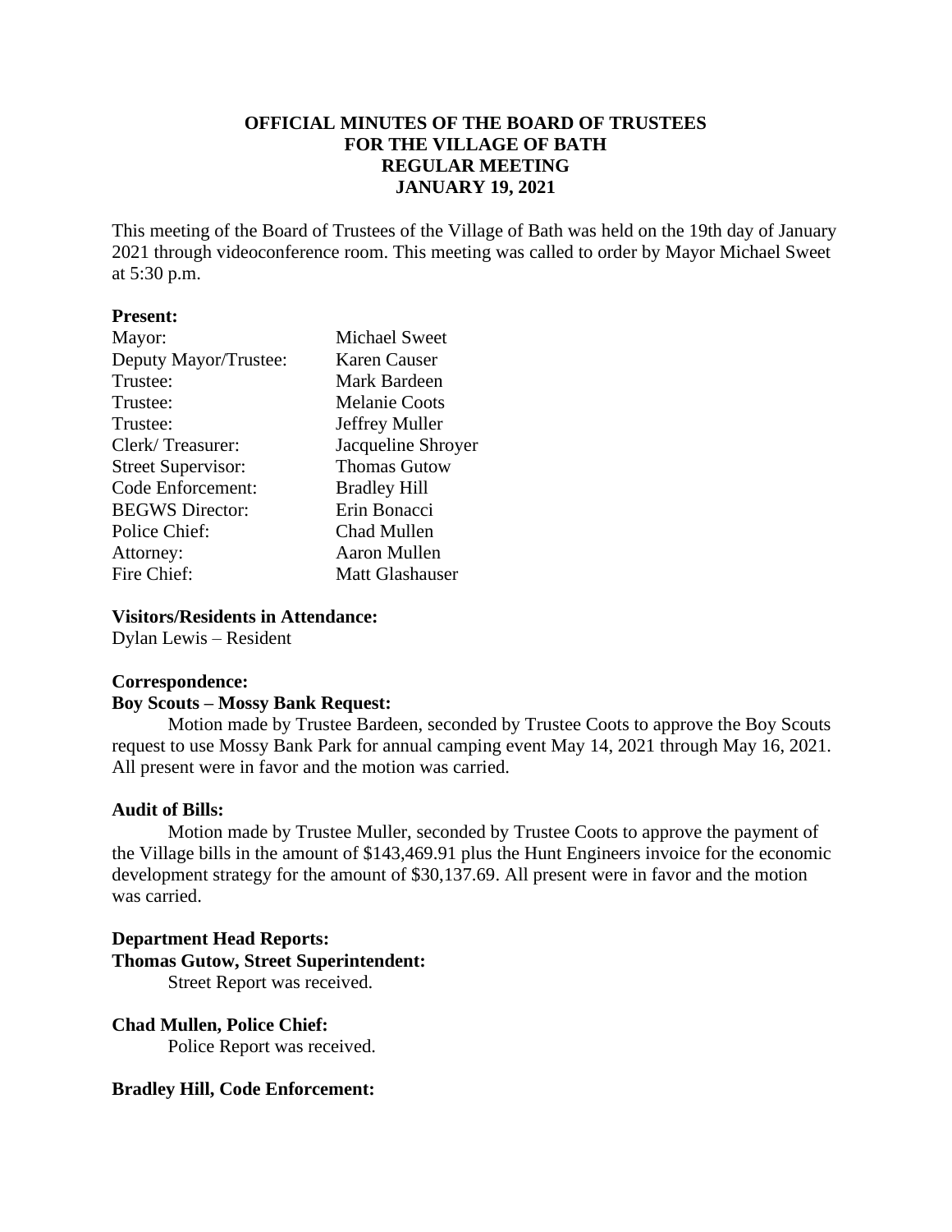# OFFICIAL MINUTES OF THE BOARD OF TRUSTEES FOR THE VILLAGE OF BATH REGULAR MEETING JANUARY 19, 2021

This meeting of the Board of Trustees of the Village of Bath was held on the 19th day of January 2021 through videoconference room. This meeting was called to order by Mayor Michael Sweet at 5:30 p.m.

**Present:**

| | |
|---|---|
| Mayor: | Michael Sweet |
| Deputy Mayor/Trustee: | Karen Causer |
| Trustee: | Mark Bardeen |
| Trustee: | Melanie Coots |
| Trustee: | Jeffrey Muller |
| Clerk/ Treasurer: | Jacqueline Shroyer |
| Street Supervisor: | Thomas Gutow |
| Code Enforcement: | Bradley Hill |
| BEGWS Director: | Erin Bonacci |
| Police Chief: | Chad Mullen |
| Attorney: | Aaron Mullen |
| Fire Chief: | Matt Glashauser |

**Visitors/Residents in Attendance:**

Dylan Lewis – Resident

**Correspondence:**

**Boy Scouts – Mossy Bank Request:**

Motion made by Trustee Bardeen, seconded by Trustee Coots to approve the Boy Scouts request to use Mossy Bank Park for annual camping event May 14, 2021 through May 16, 2021. All present were in favor and the motion was carried.

**Audit of Bills:**

Motion made by Trustee Muller, seconded by Trustee Coots to approve the payment of the Village bills in the amount of $143,469.91 plus the Hunt Engineers invoice for the economic development strategy for the amount of $30,137.69. All present were in favor and the motion was carried.

**Department Head Reports:**

**Thomas Gutow, Street Superintendent:**

Street Report was received.

**Chad Mullen, Police Chief:**

Police Report was received.

**Bradley Hill, Code Enforcement:**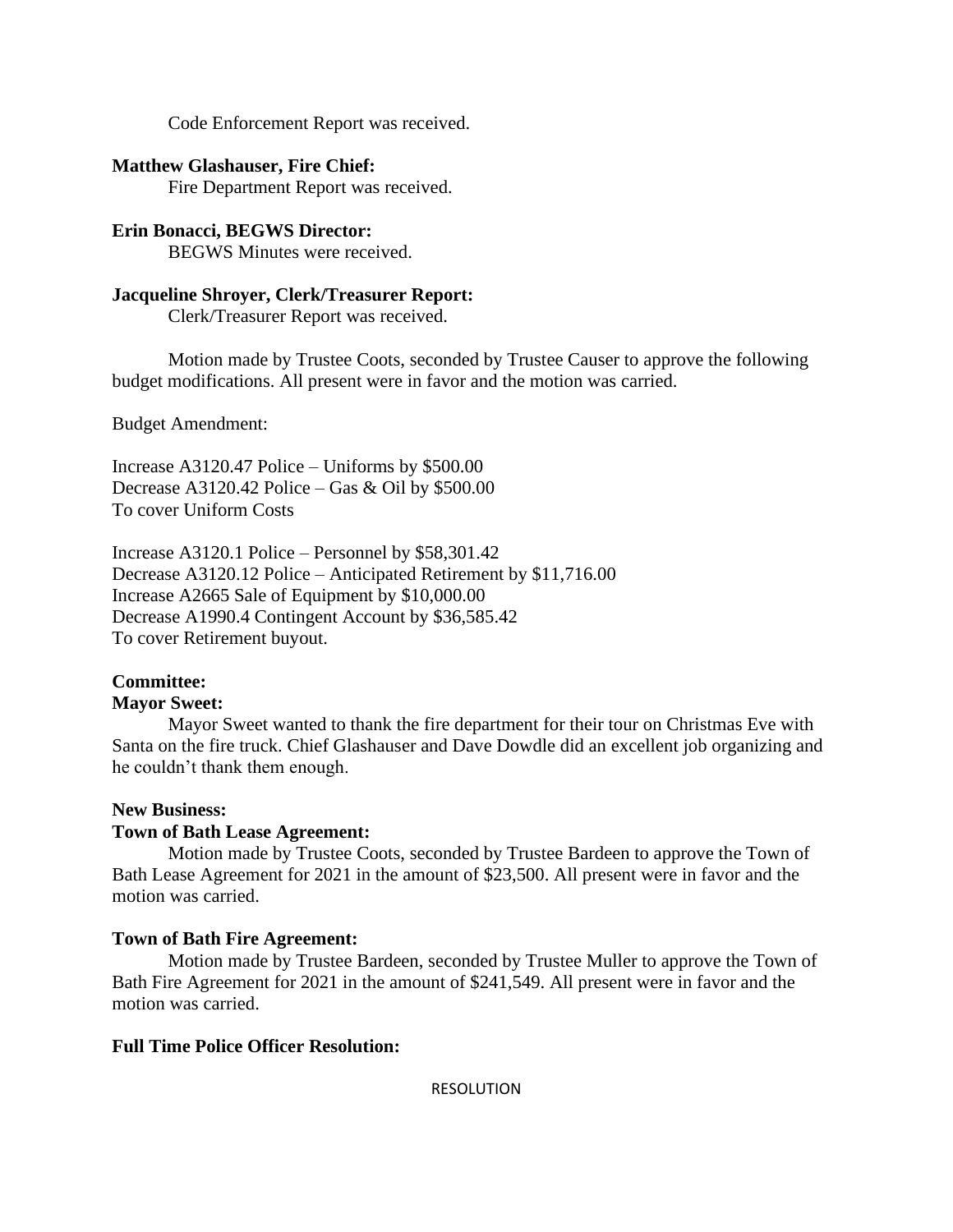Code Enforcement Report was received.

**Matthew Glashauser, Fire Chief:**

Fire Department Report was received.

**Erin Bonacci, BEGWS Director:**

BEGWS Minutes were received.

**Jacqueline Shroyer, Clerk/Treasurer Report:**

Clerk/Treasurer Report was received.

Motion made by Trustee Coots, seconded by Trustee Causer to approve the following budget modifications. All present were in favor and the motion was carried.

Budget Amendment:

Increase A3120.47 Police – Uniforms by $500.00
Decrease A3120.42 Police – Gas & Oil by $500.00
To cover Uniform Costs

Increase A3120.1 Police – Personnel by $58,301.42
Decrease A3120.12 Police – Anticipated Retirement by $11,716.00
Increase A2665 Sale of Equipment by $10,000.00
Decrease A1990.4 Contingent Account by $36,585.42
To cover Retirement buyout.

**Committee:**

**Mayor Sweet:**

Mayor Sweet wanted to thank the fire department for their tour on Christmas Eve with Santa on the fire truck. Chief Glashauser and Dave Dowdle did an excellent job organizing and he couldn't thank them enough.

**New Business:**

**Town of Bath Lease Agreement:**

Motion made by Trustee Coots, seconded by Trustee Bardeen to approve the Town of Bath Lease Agreement for 2021 in the amount of $23,500. All present were in favor and the motion was carried.

**Town of Bath Fire Agreement:**

Motion made by Trustee Bardeen, seconded by Trustee Muller to approve the Town of Bath Fire Agreement for 2021 in the amount of $241,549. All present were in favor and the motion was carried.

**Full Time Police Officer Resolution:**

RESOLUTION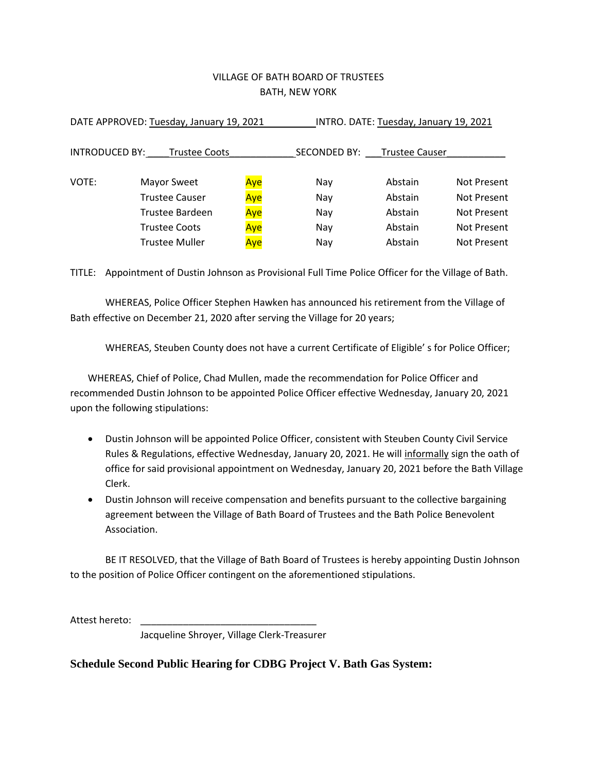VILLAGE OF BATH BOARD OF TRUSTEES
BATH, NEW YORK

DATE APPROVED: Tuesday, January 19, 2021 INTRO. DATE: Tuesday, January 19, 2021

INTRODUCED BY: Trustee Coots SECONDED BY: Trustee Causer

| VOTE: | | | | | |
|---|---|---|---|---|---|
| | Mayor Sweet | Aye | Nay | Abstain | Not Present |
| | Trustee Causer | Aye | Nay | Abstain | Not Present |
| | Trustee Bardeen | Aye | Nay | Abstain | Not Present |
| | Trustee Coots | Aye | Nay | Abstain | Not Present |
| | Trustee Muller | Aye | Nay | Abstain | Not Present |

TITLE: Appointment of Dustin Johnson as Provisional Full Time Police Officer for the Village of Bath.

WHEREAS, Police Officer Stephen Hawken has announced his retirement from the Village of Bath effective on December 21, 2020 after serving the Village for 20 years;

WHEREAS, Steuben County does not have a current Certificate of Eligible' s for Police Officer;

WHEREAS, Chief of Police, Chad Mullen, made the recommendation for Police Officer and recommended Dustin Johnson to be appointed Police Officer effective Wednesday, January 20, 2021 upon the following stipulations:

- Dustin Johnson will be appointed Police Officer, consistent with Steuben County Civil Service Rules & Regulations, effective Wednesday, January 20, 2021. He will informally sign the oath of office for said provisional appointment on Wednesday, January 20, 2021 before the Bath Village Clerk.
- Dustin Johnson will receive compensation and benefits pursuant to the collective bargaining agreement between the Village of Bath Board of Trustees and the Bath Police Benevolent Association.

BE IT RESOLVED, that the Village of Bath Board of Trustees is hereby appointing Dustin Johnson to the position of Police Officer contingent on the aforementioned stipulations.

Attest hereto: ________________________________
Jacqueline Shroyer, Village Clerk-Treasurer

**Schedule Second Public Hearing for CDBG Project V. Bath Gas System:**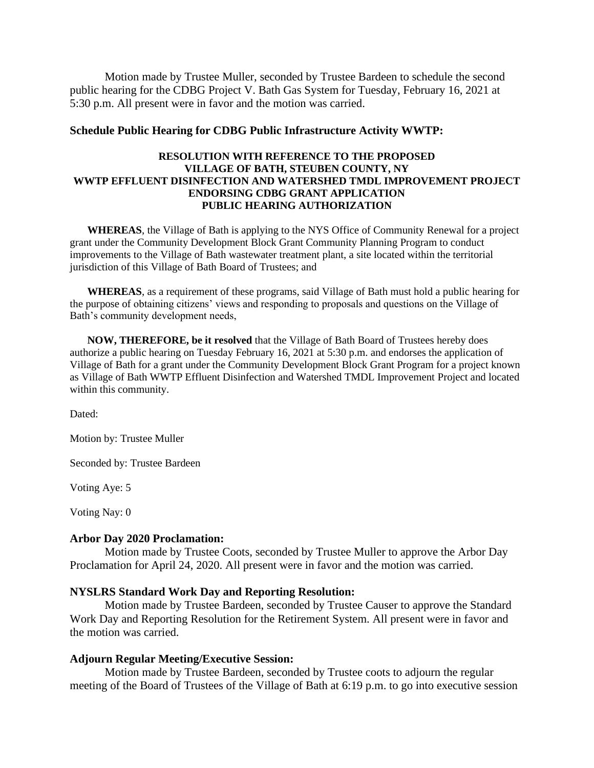Motion made by Trustee Muller, seconded by Trustee Bardeen to schedule the second public hearing for the CDBG Project V. Bath Gas System for Tuesday, February 16, 2021 at 5:30 p.m. All present were in favor and the motion was carried.

### Schedule Public Hearing for CDBG Public Infrastructure Activity WWTP:

**RESOLUTION WITH REFERENCE TO THE PROPOSED**
**VILLAGE OF BATH, STEUBEN COUNTY, NY**
**WWTP EFFLUENT DISINFECTION AND WATERSHED TMDL IMPROVEMENT PROJECT**
**ENDORSING CDBG GRANT APPLICATION**
**PUBLIC HEARING AUTHORIZATION**

**WHEREAS**, the Village of Bath is applying to the NYS Office of Community Renewal for a project grant under the Community Development Block Grant Community Planning Program to conduct improvements to the Village of Bath wastewater treatment plant, a site located within the territorial jurisdiction of this Village of Bath Board of Trustees; and

**WHEREAS**, as a requirement of these programs, said Village of Bath must hold a public hearing for the purpose of obtaining citizens' views and responding to proposals and questions on the Village of Bath's community development needs,

**NOW, THEREFORE, be it resolved** that the Village of Bath Board of Trustees hereby does authorize a public hearing on Tuesday February 16, 2021 at 5:30 p.m. and endorses the application of Village of Bath for a grant under the Community Development Block Grant Program for a project known as Village of Bath WWTP Effluent Disinfection and Watershed TMDL Improvement Project and located within this community.

Dated:

Motion by: Trustee Muller

Seconded by: Trustee Bardeen

Voting Aye: 5

Voting Nay: 0

### Arbor Day 2020 Proclamation:

Motion made by Trustee Coots, seconded by Trustee Muller to approve the Arbor Day Proclamation for April 24, 2020. All present were in favor and the motion was carried.

### NYSLRS Standard Work Day and Reporting Resolution:

Motion made by Trustee Bardeen, seconded by Trustee Causer to approve the Standard Work Day and Reporting Resolution for the Retirement System. All present were in favor and the motion was carried.

### Adjourn Regular Meeting/Executive Session:

Motion made by Trustee Bardeen, seconded by Trustee coots to adjourn the regular meeting of the Board of Trustees of the Village of Bath at 6:19 p.m. to go into executive session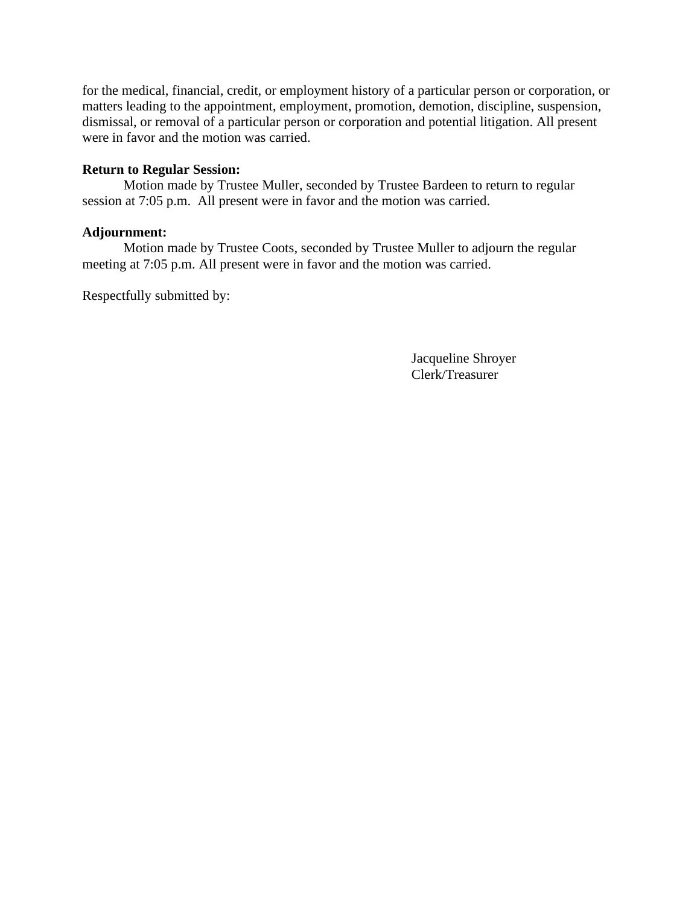for the medical, financial, credit, or employment history of a particular person or corporation, or matters leading to the appointment, employment, promotion, demotion, discipline, suspension, dismissal, or removal of a particular person or corporation and potential litigation. All present were in favor and the motion was carried.

**Return to Regular Session:**

Motion made by Trustee Muller, seconded by Trustee Bardeen to return to regular session at 7:05 p.m. All present were in favor and the motion was carried.

**Adjournment:**

Motion made by Trustee Coots, seconded by Trustee Muller to adjourn the regular meeting at 7:05 p.m. All present were in favor and the motion was carried.

Respectfully submitted by:

Jacqueline Shroyer
Clerk/Treasurer